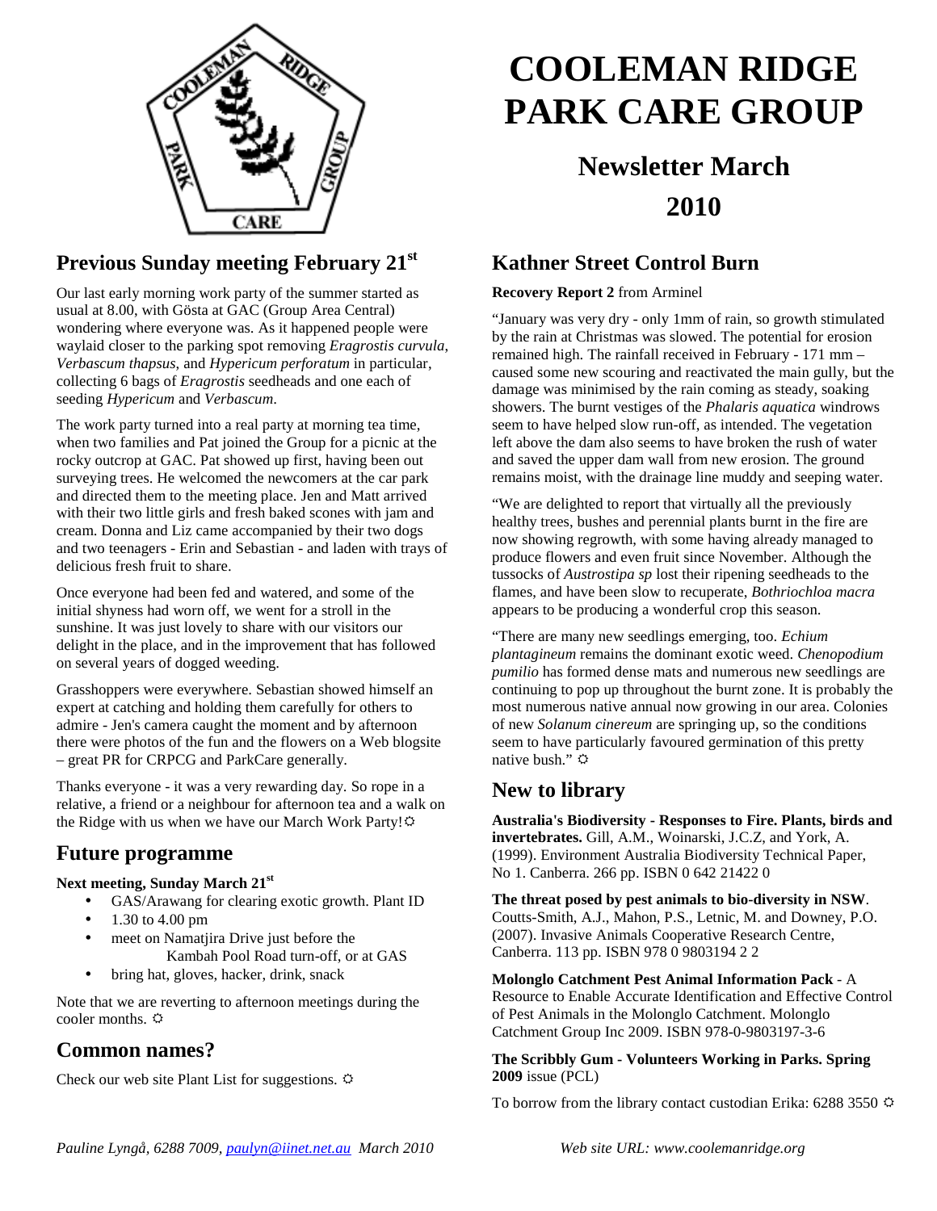# COOLEMAN RIDGE PARK CARE GROUP

## Newsletter March 2010

## Previous Sunday meeting February 21st

Our last early morning work party of the summer started as usual at 8.00, with Gösta at GAC (Group Area Central) wondering where everyone was. As it happened people were waylaid closer to the parking spot removing *Eragrostis curvula*, *Verbascum thapsus*, and *Hypericum perforatum* in particular, collecting 6 bags of *Eragrostis* seedheads and one each of seeding *Hypericum* and *Verbascum*.

The work party turned into a real party at morning tea time, when two families and Pat joined the Group for a picnic at the rocky outcrop at GAC. Pat showed up first, having been out surveying trees. He welcomed the newcomers at the car park and directed them to the meeting place. Jen and Matt arrived with their two little girls and fresh baked scones with jam and cream. Donna and Liz came accompanied by their two dogs and two teenagers - Erin and Sebastian - and laden with trays of delicious fresh fruit to share.

Once everyone had been fed and watered, and some of the initial shyness had worn off, we went for a stroll in the sunshine. It was just lovely to share with our visitors our delight in the place, and in the improvement that has followed on several years of dogged weeding.

Grasshoppers were everywhere. Sebastian showed himself an expert at catching and holding them carefully for others to admire - Jen's camera caught the moment and by afternoon there were photos of the fun and the flowers on a Web blogsite – great PR for CRPCG and ParkCare generally.

Thanks everyone - it was a very rewarding day. So rope in a relative, a friend or a neighbour for afternoon tea and a walk on the Ridge with us when we have our March Work Party! ☼

## Future programme

**Next meeting, Sunday March 21st**

- GAS/Arawang for clearing exotic growth. Plant ID
- 1.30 to 4.00 pm
- meet on Namatjira Drive just before the Kambah Pool Road turn-off, or at GAS
- bring hat, gloves, hacker, drink, snack

Note that we are reverting to afternoon meetings during the cooler months. ☼

## Common names?

Check our web site Plant List for suggestions. ☼

## Kathner Street Control Burn

**Recovery Report 2** from Arminel

"January was very dry - only 1mm of rain, so growth stimulated by the rain at Christmas was slowed. The potential for erosion remained high. The rainfall received in February - 171 mm – caused some new scouring and reactivated the main gully, but the damage was minimised by the rain coming as steady, soaking showers. The burnt vestiges of the *Phalaris aquatica* windrows seem to have helped slow run-off, as intended. The vegetation left above the dam also seems to have broken the rush of water and saved the upper dam wall from new erosion. The ground remains moist, with the drainage line muddy and seeping water.

"We are delighted to report that virtually all the previously healthy trees, bushes and perennial plants burnt in the fire are now showing regrowth, with some having already managed to produce flowers and even fruit since November. Although the tussocks of *Austrostipa sp* lost their ripening seedheads to the flames, and have been slow to recuperate, *Bothriochloa macra* appears to be producing a wonderful crop this season.

"There are many new seedlings emerging, too. *Echium plantagineum* remains the dominant exotic weed. *Chenopodium pumilio* has formed dense mats and numerous new seedlings are continuing to pop up throughout the burnt zone. It is probably the most numerous native annual now growing in our area. Colonies of new *Solanum cinereum* are springing up, so the conditions seem to have particularly favoured germination of this pretty native bush." ☼

## New to library

**Australia's Biodiversity - Responses to Fire. Plants, birds and invertebrates.** Gill, A.M., Woinarski, J.C.Z, and York, A. (1999). Environment Australia Biodiversity Technical Paper, No 1. Canberra. 266 pp. ISBN 0 642 21422 0

**The threat posed by pest animals to bio-diversity in NSW**. Coutts-Smith, A.J., Mahon, P.S., Letnic, M. and Downey, P.O. (2007). Invasive Animals Cooperative Research Centre, Canberra. 113 pp. ISBN 978 0 9803194 2 2

**Molonglo Catchment Pest Animal Information Pack** - A Resource to Enable Accurate Identification and Effective Control of Pest Animals in the Molonglo Catchment. Molonglo Catchment Group Inc 2009. ISBN 978-0-9803197-3-6

**The Scribbly Gum - Volunteers Working in Parks. Spring 2009** issue (PCL)

To borrow from the library contact custodian Erika: 6288 3550 ☼

*Pauline Lyngå, 6288 7009, paulyn@iinet.net.au March 2010*

*Web site URL: www.coolemanridge.org*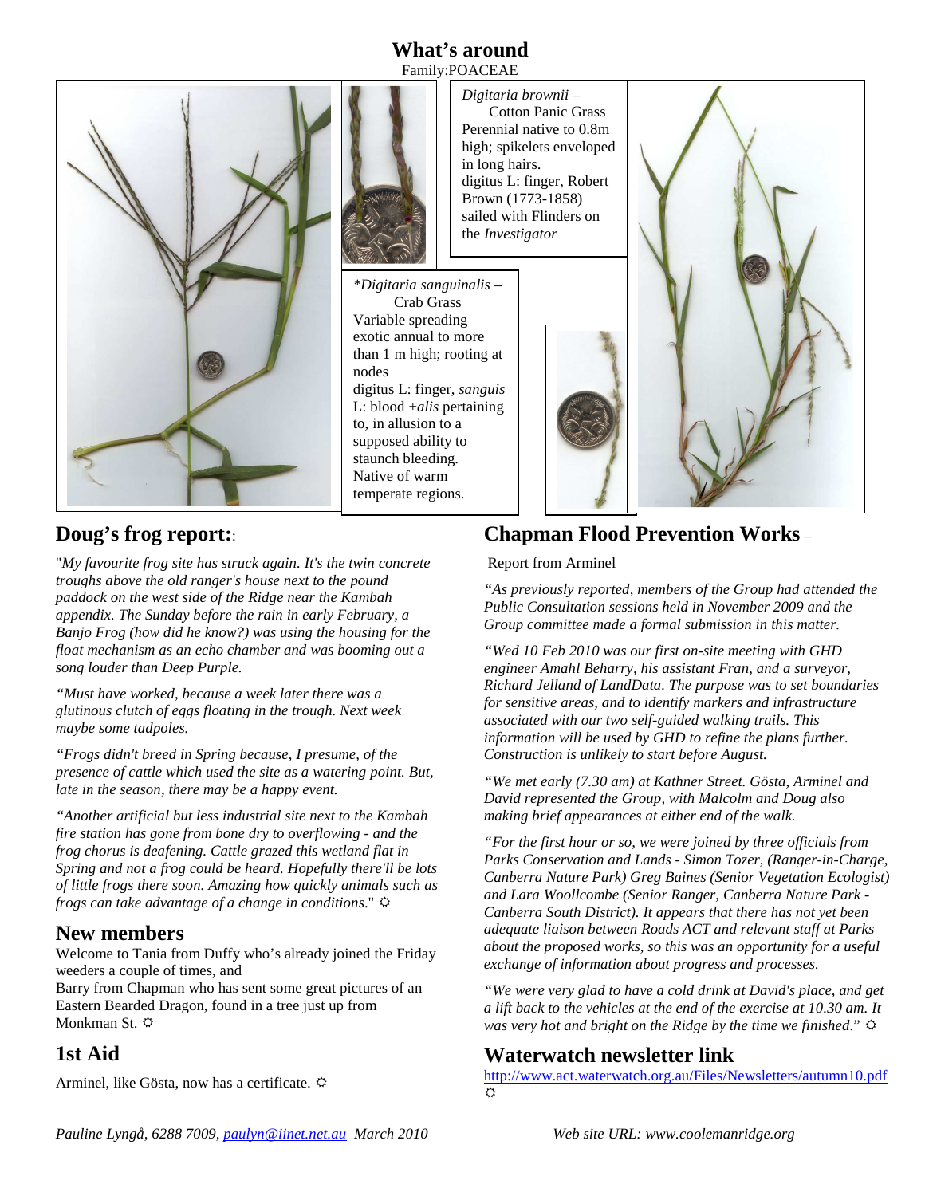# What's around

Family:POACEAE

*Digitaria brownii* – Cotton Panic Grass
Perennial native to 0.8m high; spikelets enveloped in long hairs.
digitus L: finger, Robert Brown (1773-1858) sailed with Flinders on the *Investigator*

**Digitaria sanguinalis* – Crab Grass
Variable spreading exotic annual to more than 1 m high; rooting at nodes
digitus L: finger, *sanguis* L: blood +*alis* pertaining to, in allusion to a supposed ability to staunch bleeding.
Native of warm temperate regions.

## Doug's frog report::

"*My favourite frog site has struck again. It's the twin concrete troughs above the old ranger's house next to the pound paddock on the west side of the Ridge near the Kambah appendix. The Sunday before the rain in early February, a Banjo Frog (how did he know?) was using the housing for the float mechanism as an echo chamber and was booming out a song louder than Deep Purple.*

*"Must have worked, because a week later there was a glutinous clutch of eggs floating in the trough. Next week maybe some tadpoles.*

*"Frogs didn't breed in Spring because, I presume, of the presence of cattle which used the site as a watering point. But, late in the season, there may be a happy event.*

*"Another artificial but less industrial site next to the Kambah fire station has gone from bone dry to overflowing - and the frog chorus is deafening. Cattle grazed this wetland flat in Spring and not a frog could be heard. Hopefully there'll be lots of little frogs there soon. Amazing how quickly animals such as frogs can take advantage of a change in conditions.*" ☼

## New members

Welcome to Tania from Duffy who's already joined the Friday weeders a couple of times, and

Barry from Chapman who has sent some great pictures of an Eastern Bearded Dragon, found in a tree just up from Monkman St. ☼

## 1st Aid

Arminel, like Gösta, now has a certificate. ☼

## Chapman Flood Prevention Works –

Report from Arminel

*"As previously reported, members of the Group had attended the Public Consultation sessions held in November 2009 and the Group committee made a formal submission in this matter.*

*"Wed 10 Feb 2010 was our first on-site meeting with GHD engineer Amahl Beharry, his assistant Fran, and a surveyor, Richard Jelland of LandData. The purpose was to set boundaries for sensitive areas, and to identify markers and infrastructure associated with our two self-guided walking trails. This information will be used by GHD to refine the plans further. Construction is unlikely to start before August.*

*"We met early (7.30 am) at Kathner Street. Gösta, Arminel and David represented the Group, with Malcolm and Doug also making brief appearances at either end of the walk.*

*"For the first hour or so, we were joined by three officials from Parks Conservation and Lands - Simon Tozer, (Ranger-in-Charge, Canberra Nature Park) Greg Baines (Senior Vegetation Ecologist) and Lara Woollcombe (Senior Ranger, Canberra Nature Park - Canberra South District). It appears that there has not yet been adequate liaison between Roads ACT and relevant staff at Parks about the proposed works, so this was an opportunity for a useful exchange of information about progress and processes.*

*"We were very glad to have a cold drink at David's place, and get a lift back to the vehicles at the end of the exercise at 10.30 am. It was very hot and bright on the Ridge by the time we finished.*" ☼

## Waterwatch newsletter link

http://www.act.waterwatch.org.au/Files/Newsletters/autumn10.pdf
☼

*Pauline Lyngå, 6288 7009, paulyn@iinet.net.au March 2010*

*Web site URL: www.coolemanridge.org*